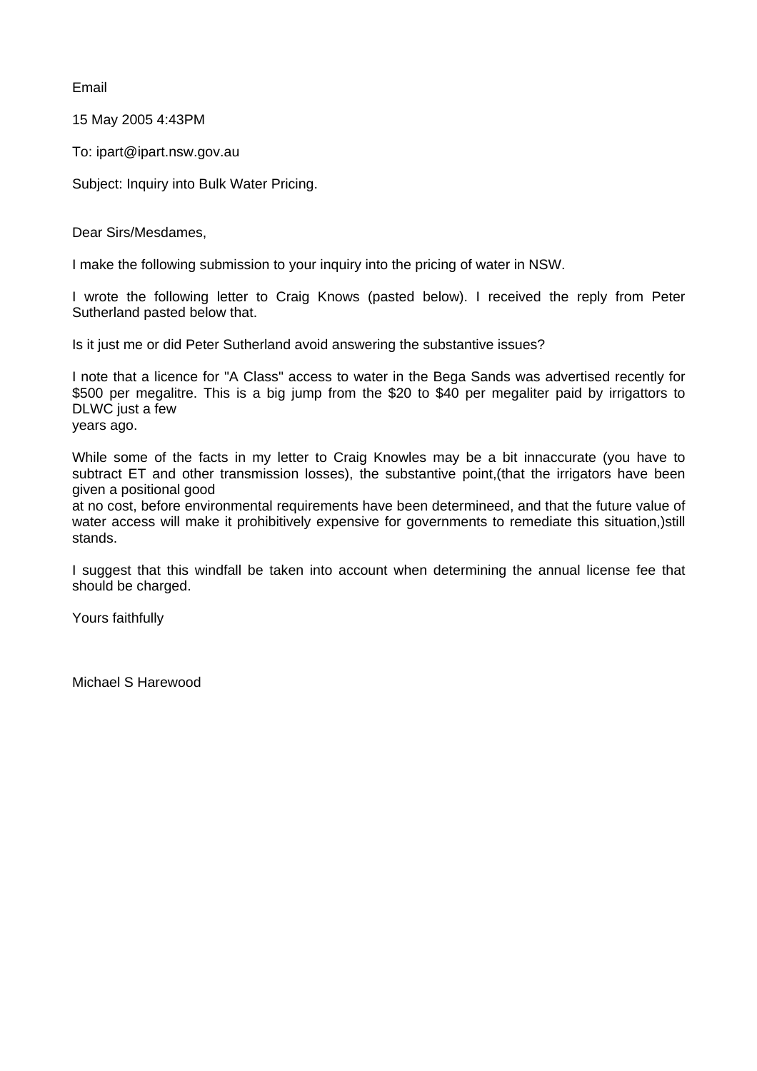Email

15 May 2005 4:43PM

To: ipart@ipart.nsw.gov.au

Subject: Inquiry into Bulk Water Pricing.

Dear Sirs/Mesdames,

I make the following submission to your inquiry into the pricing of water in NSW.

I wrote the following letter to Craig Knows (pasted below). I received the reply from Peter Sutherland pasted below that.

Is it just me or did Peter Sutherland avoid answering the substantive issues?

I note that a licence for "A Class" access to water in the Bega Sands was advertised recently for $500 per megalitre. This is a big jump from the $20 to $40 per megaliter paid by irrigattors to DLWC just a few
years ago.

While some of the facts in my letter to Craig Knowles may be a bit innaccurate (you have to subtract ET and other transmission losses), the substantive point,(that the irrigators have been given a positional good
at no cost, before environmental requirements have been determineed, and that the future value of water access will make it prohibitively expensive for governments to remediate this situation,)still stands.

I suggest that this windfall be taken into account when determining the annual license fee that should be charged.

Yours faithfully

Michael S Harewood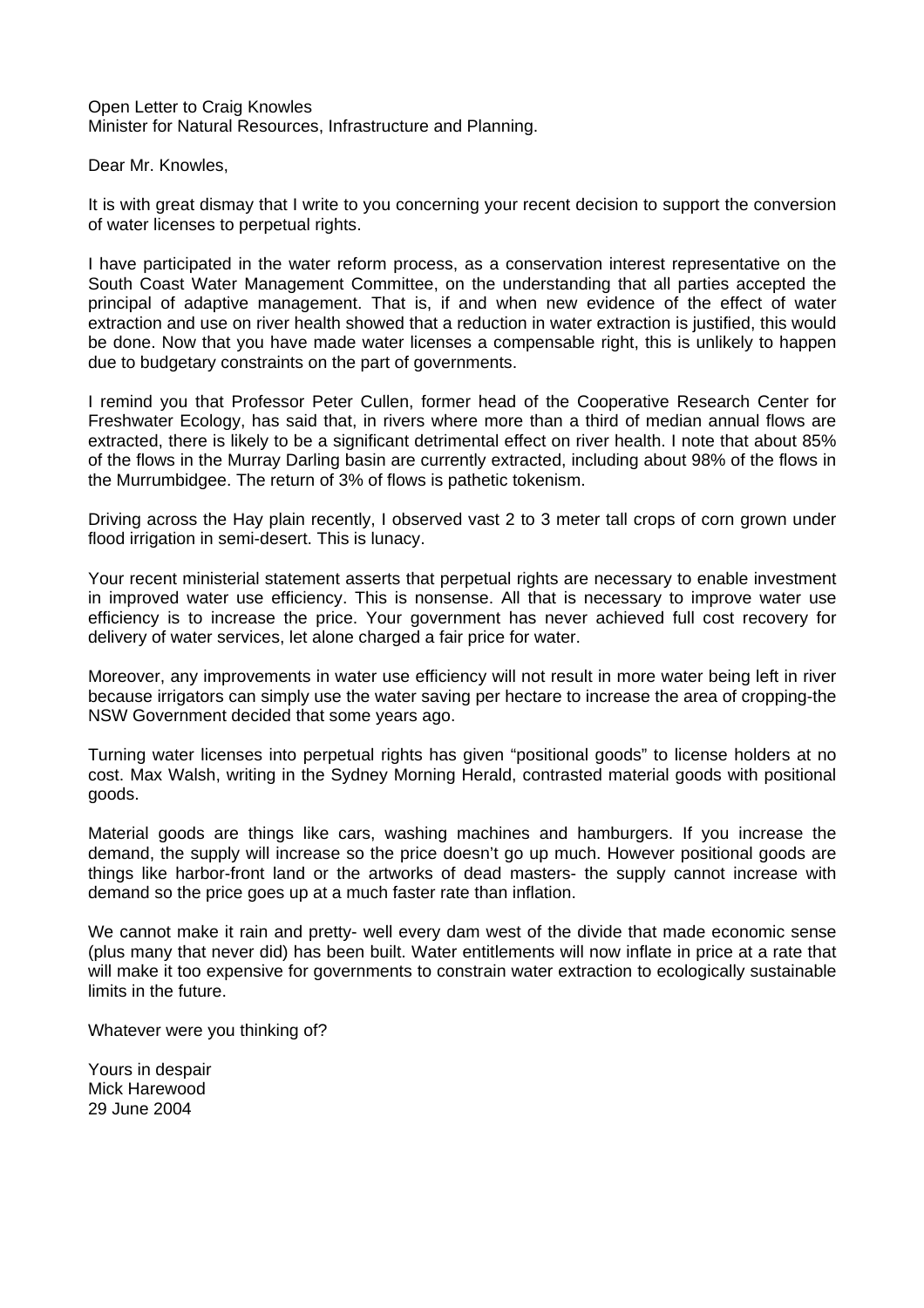Open Letter to Craig Knowles
Minister for Natural Resources, Infrastructure and Planning.

Dear Mr. Knowles,

It is with great dismay that I write to you concerning your recent decision to support the conversion of water licenses to perpetual rights.

I have participated in the water reform process, as a conservation interest representative on the South Coast Water Management Committee, on the understanding that all parties accepted the principal of adaptive management. That is, if and when new evidence of the effect of water extraction and use on river health showed that a reduction in water extraction is justified, this would be done. Now that you have made water licenses a compensable right, this is unlikely to happen due to budgetary constraints on the part of governments.

I remind you that Professor Peter Cullen, former head of the Cooperative Research Center for Freshwater Ecology, has said that, in rivers where more than a third of median annual flows are extracted, there is likely to be a significant detrimental effect on river health. I note that about 85% of the flows in the Murray Darling basin are currently extracted, including about 98% of the flows in the Murrumbidgee. The return of 3% of flows is pathetic tokenism.

Driving across the Hay plain recently, I observed vast 2 to 3 meter tall crops of corn grown under flood irrigation in semi-desert. This is lunacy.

Your recent ministerial statement asserts that perpetual rights are necessary to enable investment in improved water use efficiency. This is nonsense. All that is necessary to improve water use efficiency is to increase the price. Your government has never achieved full cost recovery for delivery of water services, let alone charged a fair price for water.

Moreover, any improvements in water use efficiency will not result in more water being left in river because irrigators can simply use the water saving per hectare to increase the area of cropping-the NSW Government decided that some years ago.

Turning water licenses into perpetual rights has given "positional goods" to license holders at no cost. Max Walsh, writing in the Sydney Morning Herald, contrasted material goods with positional goods.

Material goods are things like cars, washing machines and hamburgers. If you increase the demand, the supply will increase so the price doesn't go up much. However positional goods are things like harbor-front land or the artworks of dead masters- the supply cannot increase with demand so the price goes up at a much faster rate than inflation.

We cannot make it rain and pretty- well every dam west of the divide that made economic sense (plus many that never did) has been built. Water entitlements will now inflate in price at a rate that will make it too expensive for governments to constrain water extraction to ecologically sustainable limits in the future.

Whatever were you thinking of?

Yours in despair
Mick Harewood
29 June 2004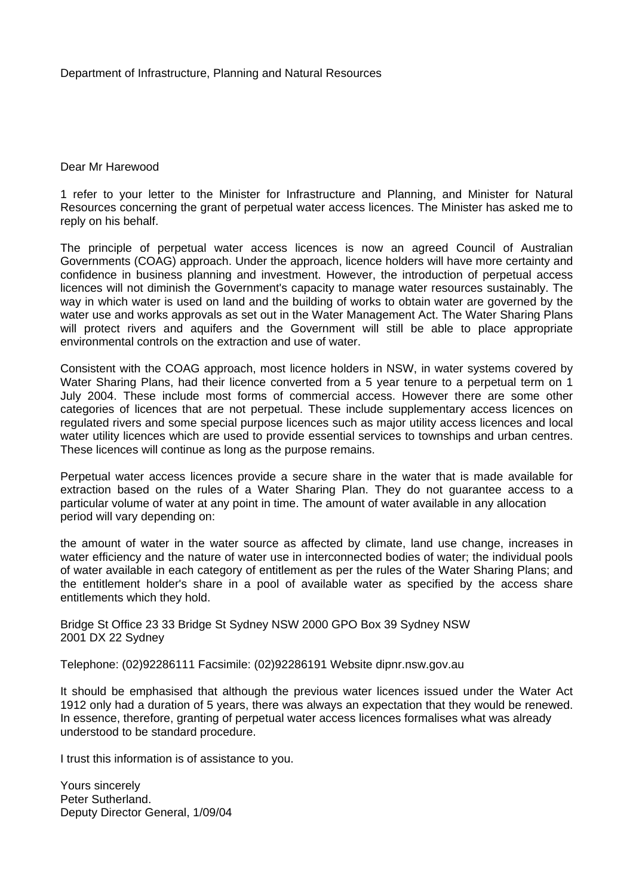Department of Infrastructure, Planning and Natural Resources

Dear Mr Harewood

1 refer to your letter to the Minister for Infrastructure and Planning, and Minister for Natural Resources concerning the grant of perpetual water access licences. The Minister has asked me to reply on his behalf.

The principle of perpetual water access licences is now an agreed Council of Australian Governments (COAG) approach. Under the approach, licence holders will have more certainty and confidence in business planning and investment. However, the introduction of perpetual access licences will not diminish the Government's capacity to manage water resources sustainably. The way in which water is used on land and the building of works to obtain water are governed by the water use and works approvals as set out in the Water Management Act. The Water Sharing Plans will protect rivers and aquifers and the Government will still be able to place appropriate environmental controls on the extraction and use of water.

Consistent with the COAG approach, most licence holders in NSW, in water systems covered by Water Sharing Plans, had their licence converted from a 5 year tenure to a perpetual term on 1 July 2004. These include most forms of commercial access. However there are some other categories of licences that are not perpetual. These include supplementary access licences on regulated rivers and some special purpose licences such as major utility access licences and local water utility licences which are used to provide essential services to townships and urban centres. These licences will continue as long as the purpose remains.

Perpetual water access licences provide a secure share in the water that is made available for extraction based on the rules of a Water Sharing Plan. They do not guarantee access to a particular volume of water at any point in time. The amount of water available in any allocation period will vary depending on:

the amount of water in the water source as affected by climate, land use change, increases in water efficiency and the nature of water use in interconnected bodies of water; the individual pools of water available in each category of entitlement as per the rules of the Water Sharing Plans; and the entitlement holder's share in a pool of available water as specified by the access share entitlements which they hold.

Bridge St Office 23 33 Bridge St Sydney NSW 2000 GPO Box 39 Sydney NSW 2001 DX 22 Sydney

Telephone: (02)92286111 Facsimile: (02)92286191 Website dipnr.nsw.gov.au

It should be emphasised that although the previous water licences issued under the Water Act 1912 only had a duration of 5 years, there was always an expectation that they would be renewed. In essence, therefore, granting of perpetual water access licences formalises what was already understood to be standard procedure.

I trust this information is of assistance to you.

Yours sincerely
Peter Sutherland.
Deputy Director General, 1/09/04